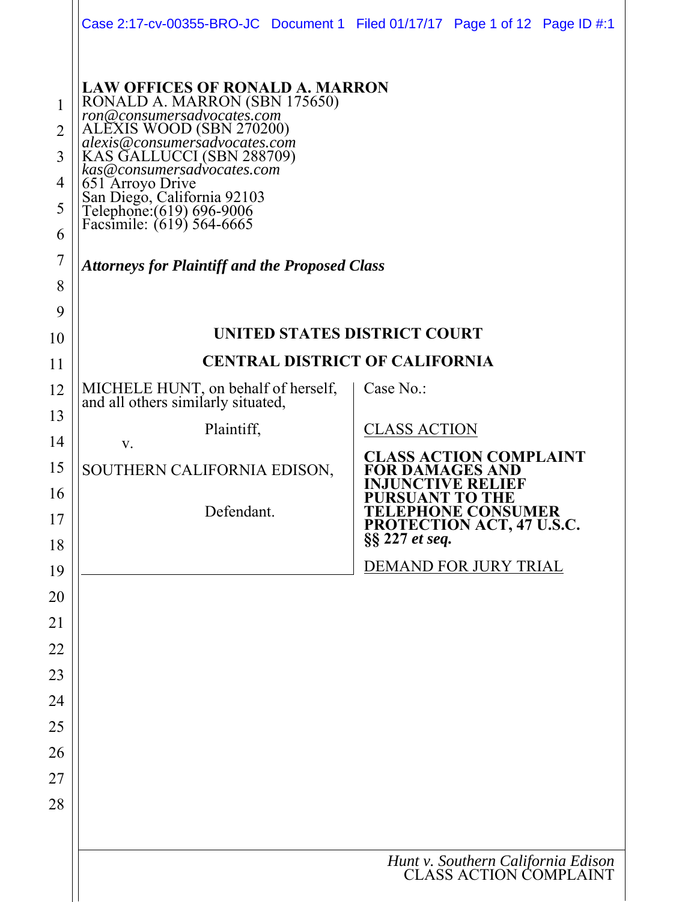**LAW OFFICES OF RONALD A. MARRON**
RONALD A. MARRON (SBN 175650)
*ron@consumersadvocates.com*
ALEXIS WOOD (SBN 270200)
*alexis@consumersadvocates.com*
KAS GALLUCCI (SBN 288709)
*kas@consumersadvocates.com*
651 Arroyo Drive
San Diego, California 92103
Telephone:(619) 696-9006
Facsimile: (619) 564-6665

***Attorneys for Plaintiff and the Proposed Class***

**UNITED STATES DISTRICT COURT**

**CENTRAL DISTRICT OF CALIFORNIA**

| | |
|---|---|
| MICHELE HUNT, on behalf of herself, and all others similarly situated,<br><br>Plaintiff,<br><br>v.<br><br>SOUTHERN CALIFORNIA EDISON,<br><br>Defendant. | Case No.:<br><br>CLASS ACTION<br><br>**CLASS ACTION COMPLAINT FOR DAMAGES AND INJUNCTIVE RELIEF PURSUANT TO THE TELEPHONE CONSUMER PROTECTION ACT, 47 U.S.C. §§ 227 *et seq.***<br><br>DEMAND FOR JURY TRIAL |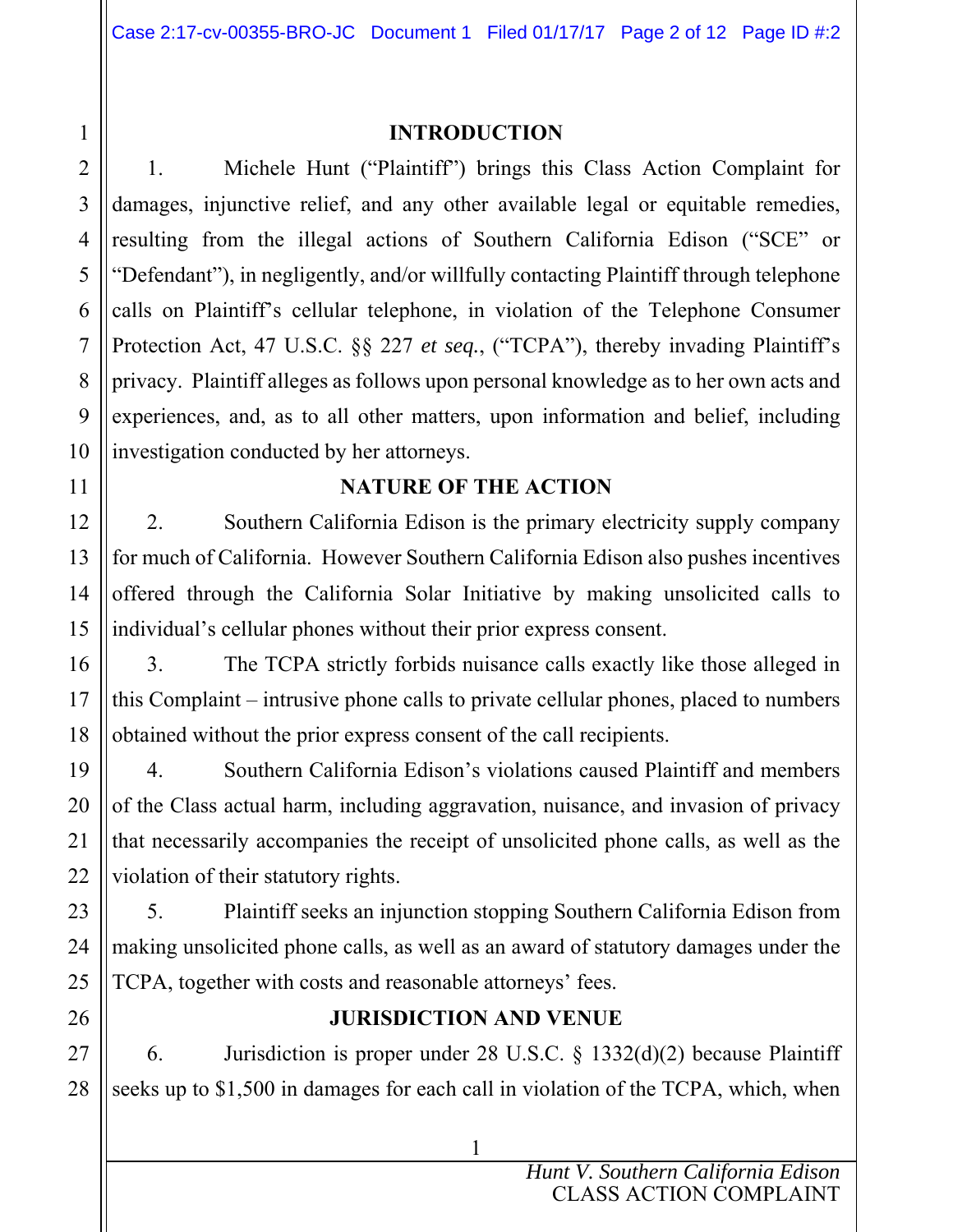## INTRODUCTION

1. Michele Hunt ("Plaintiff") brings this Class Action Complaint for damages, injunctive relief, and any other available legal or equitable remedies, resulting from the illegal actions of Southern California Edison ("SCE" or "Defendant"), in negligently, and/or willfully contacting Plaintiff through telephone calls on Plaintiff's cellular telephone, in violation of the Telephone Consumer Protection Act, 47 U.S.C. §§ 227 *et seq.*, ("TCPA"), thereby invading Plaintiff's privacy. Plaintiff alleges as follows upon personal knowledge as to her own acts and experiences, and, as to all other matters, upon information and belief, including investigation conducted by her attorneys.

## NATURE OF THE ACTION

2. Southern California Edison is the primary electricity supply company for much of California. However Southern California Edison also pushes incentives offered through the California Solar Initiative by making unsolicited calls to individual's cellular phones without their prior express consent.

3. The TCPA strictly forbids nuisance calls exactly like those alleged in this Complaint – intrusive phone calls to private cellular phones, placed to numbers obtained without the prior express consent of the call recipients.

4. Southern California Edison's violations caused Plaintiff and members of the Class actual harm, including aggravation, nuisance, and invasion of privacy that necessarily accompanies the receipt of unsolicited phone calls, as well as the violation of their statutory rights.

5. Plaintiff seeks an injunction stopping Southern California Edison from making unsolicited phone calls, as well as an award of statutory damages under the TCPA, together with costs and reasonable attorneys' fees.

## JURISDICTION AND VENUE

6. Jurisdiction is proper under 28 U.S.C. § 1332(d)(2) because Plaintiff seeks up to $1,500 in damages for each call in violation of the TCPA, which, when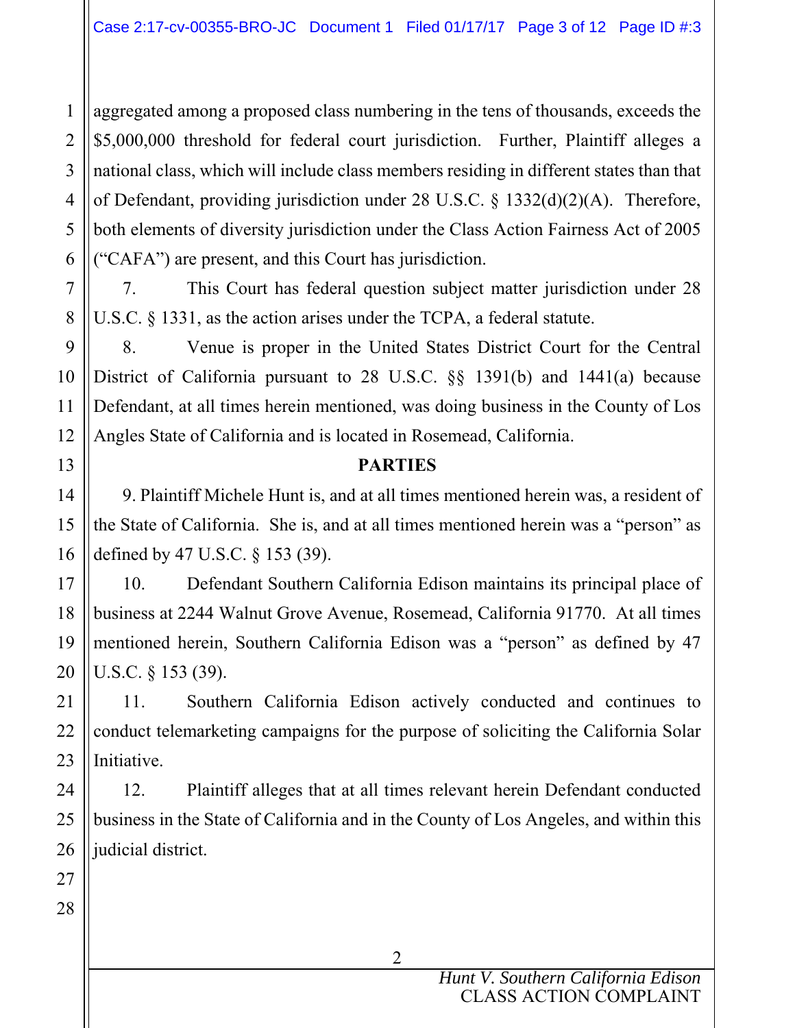aggregated among a proposed class numbering in the tens of thousands, exceeds the $5,000,000 threshold for federal court jurisdiction. Further, Plaintiff alleges a national class, which will include class members residing in different states than that of Defendant, providing jurisdiction under 28 U.S.C. § 1332(d)(2)(A). Therefore, both elements of diversity jurisdiction under the Class Action Fairness Act of 2005 ("CAFA") are present, and this Court has jurisdiction.

7. This Court has federal question subject matter jurisdiction under 28 U.S.C. § 1331, as the action arises under the TCPA, a federal statute.

8. Venue is proper in the United States District Court for the Central District of California pursuant to 28 U.S.C. §§ 1391(b) and 1441(a) because Defendant, at all times herein mentioned, was doing business in the County of Los Angles State of California and is located in Rosemead, California.

**PARTIES**

9. Plaintiff Michele Hunt is, and at all times mentioned herein was, a resident of the State of California. She is, and at all times mentioned herein was a "person" as defined by 47 U.S.C. § 153 (39).

10. Defendant Southern California Edison maintains its principal place of business at 2244 Walnut Grove Avenue, Rosemead, California 91770. At all times mentioned herein, Southern California Edison was a "person" as defined by 47 U.S.C. § 153 (39).

11. Southern California Edison actively conducted and continues to conduct telemarketing campaigns for the purpose of soliciting the California Solar Initiative.

12. Plaintiff alleges that at all times relevant herein Defendant conducted business in the State of California and in the County of Los Angeles, and within this judicial district.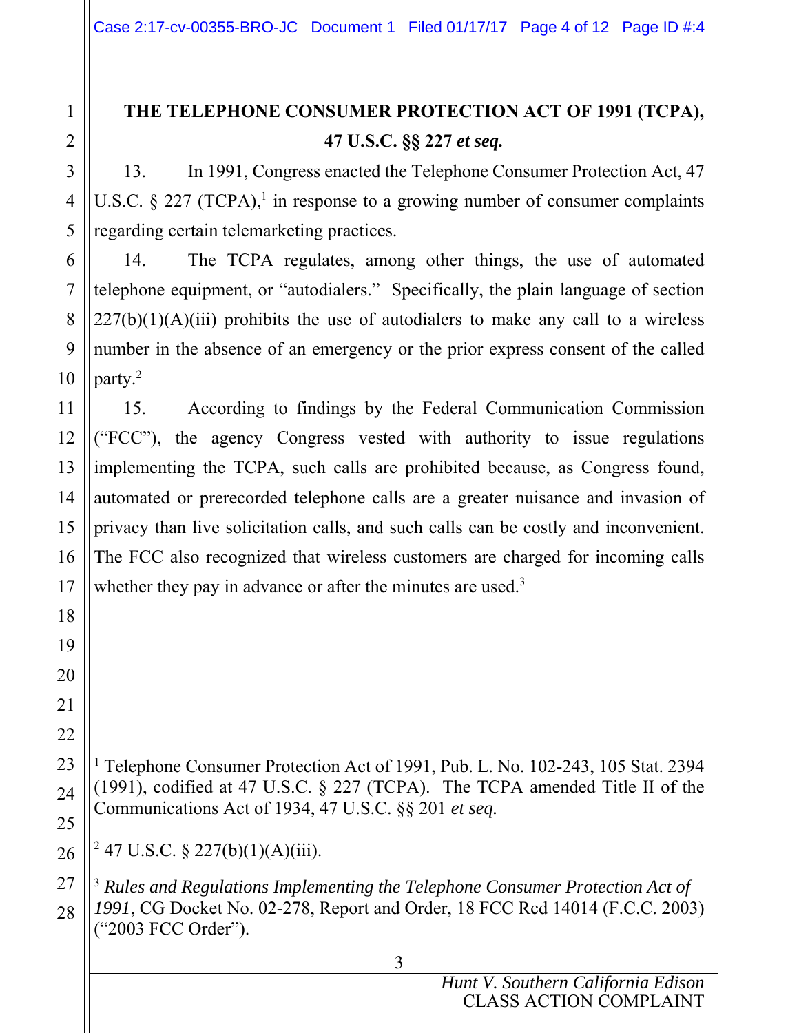## THE TELEPHONE CONSUMER PROTECTION ACT OF 1991 (TCPA), 47 U.S.C. §§ 227 *et seq.*

13. In 1991, Congress enacted the Telephone Consumer Protection Act, 47 U.S.C. § 227 (TCPA),[1] in response to a growing number of consumer complaints regarding certain telemarketing practices.

14. The TCPA regulates, among other things, the use of automated telephone equipment, or "autodialers." Specifically, the plain language of section 227(b)(1)(A)(iii) prohibits the use of autodialers to make any call to a wireless number in the absence of an emergency or the prior express consent of the called party.[2]

15. According to findings by the Federal Communication Commission ("FCC"), the agency Congress vested with authority to issue regulations implementing the TCPA, such calls are prohibited because, as Congress found, automated or prerecorded telephone calls are a greater nuisance and invasion of privacy than live solicitation calls, and such calls can be costly and inconvenient. The FCC also recognized that wireless customers are charged for incoming calls whether they pay in advance or after the minutes are used.[3]

---

[1] Telephone Consumer Protection Act of 1991, Pub. L. No. 102-243, 105 Stat. 2394 (1991), codified at 47 U.S.C. § 227 (TCPA). The TCPA amended Title II of the Communications Act of 1934, 47 U.S.C. §§ 201 *et seq.*

[2] 47 U.S.C. § 227(b)(1)(A)(iii).

[3] *Rules and Regulations Implementing the Telephone Consumer Protection Act of 1991*, CG Docket No. 02-278, Report and Order, 18 FCC Rcd 14014 (F.C.C. 2003) ("2003 FCC Order").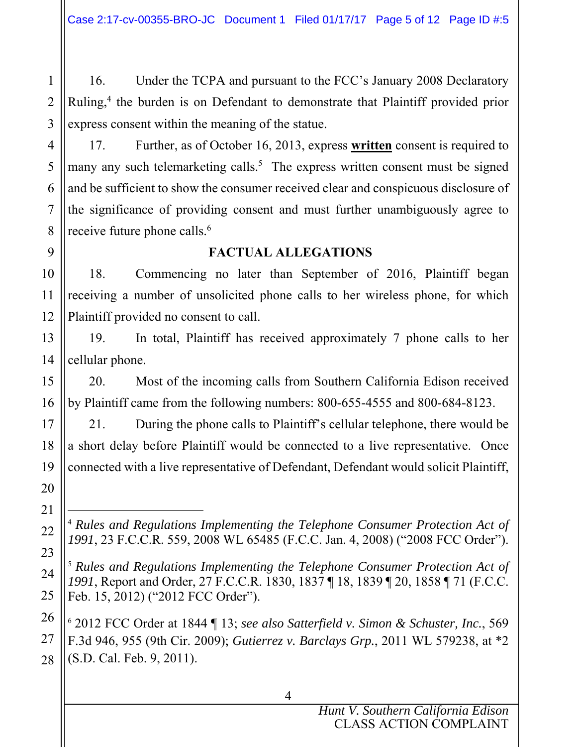16. Under the TCPA and pursuant to the FCC's January 2008 Declaratory Ruling,[4] the burden is on Defendant to demonstrate that Plaintiff provided prior express consent within the meaning of the statue.

17. Further, as of October 16, 2013, express **written** consent is required to many any such telemarketing calls.[5] The express written consent must be signed and be sufficient to show the consumer received clear and conspicuous disclosure of the significance of providing consent and must further unambiguously agree to receive future phone calls.[6]

**FACTUAL ALLEGATIONS**

18. Commencing no later than September of 2016, Plaintiff began receiving a number of unsolicited phone calls to her wireless phone, for which Plaintiff provided no consent to call.

19. In total, Plaintiff has received approximately 7 phone calls to her cellular phone.

20. Most of the incoming calls from Southern California Edison received by Plaintiff came from the following numbers: 800-655-4555 and 800-684-8123.

21. During the phone calls to Plaintiff's cellular telephone, there would be a short delay before Plaintiff would be connected to a live representative. Once connected with a live representative of Defendant, Defendant would solicit Plaintiff,

---

[4] *Rules and Regulations Implementing the Telephone Consumer Protection Act of 1991*, 23 F.C.C.R. 559, 2008 WL 65485 (F.C.C. Jan. 4, 2008) ("2008 FCC Order").

[5] *Rules and Regulations Implementing the Telephone Consumer Protection Act of 1991*, Report and Order, 27 F.C.C.R. 1830, 1837 ¶ 18, 1839 ¶ 20, 1858 ¶ 71 (F.C.C. Feb. 15, 2012) ("2012 FCC Order").

[6] 2012 FCC Order at 1844 ¶ 13; *see also Satterfield v. Simon & Schuster, Inc.*, 569 F.3d 946, 955 (9th Cir. 2009); *Gutierrez v. Barclays Grp.*, 2011 WL 579238, at *2 (S.D. Cal. Feb. 9, 2011).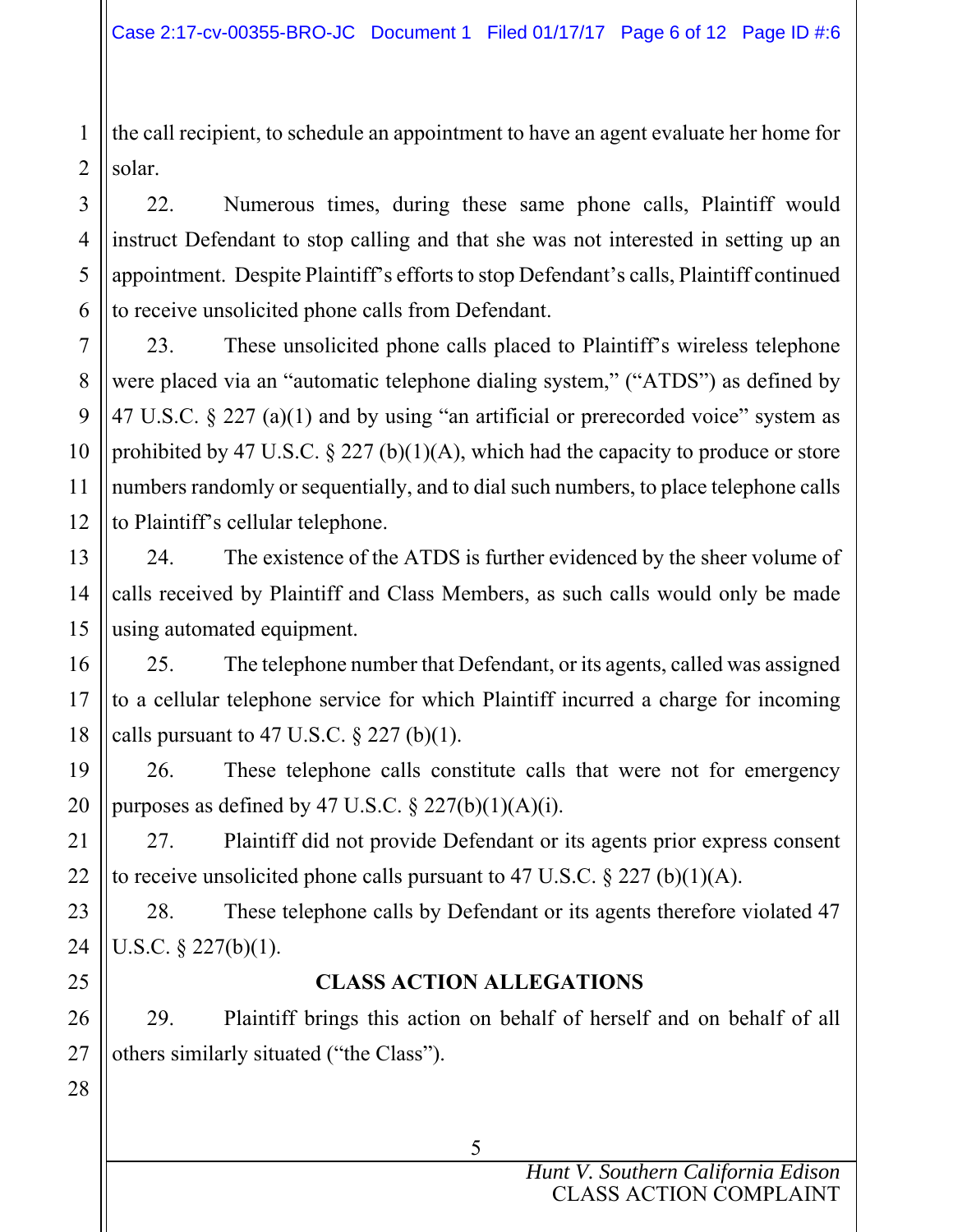the call recipient, to schedule an appointment to have an agent evaluate her home for solar.

22. Numerous times, during these same phone calls, Plaintiff would instruct Defendant to stop calling and that she was not interested in setting up an appointment. Despite Plaintiff's efforts to stop Defendant's calls, Plaintiff continued to receive unsolicited phone calls from Defendant.

23. These unsolicited phone calls placed to Plaintiff's wireless telephone were placed via an "automatic telephone dialing system," ("ATDS") as defined by 47 U.S.C. § 227 (a)(1) and by using "an artificial or prerecorded voice" system as prohibited by 47 U.S.C. § 227 (b)(1)(A), which had the capacity to produce or store numbers randomly or sequentially, and to dial such numbers, to place telephone calls to Plaintiff's cellular telephone.

24. The existence of the ATDS is further evidenced by the sheer volume of calls received by Plaintiff and Class Members, as such calls would only be made using automated equipment.

25. The telephone number that Defendant, or its agents, called was assigned to a cellular telephone service for which Plaintiff incurred a charge for incoming calls pursuant to 47 U.S.C. § 227 (b)(1).

26. These telephone calls constitute calls that were not for emergency purposes as defined by 47 U.S.C. § 227(b)(1)(A)(i).

27. Plaintiff did not provide Defendant or its agents prior express consent to receive unsolicited phone calls pursuant to 47 U.S.C. § 227 (b)(1)(A).

28. These telephone calls by Defendant or its agents therefore violated 47 U.S.C. § 227(b)(1).

## CLASS ACTION ALLEGATIONS

29. Plaintiff brings this action on behalf of herself and on behalf of all others similarly situated ("the Class").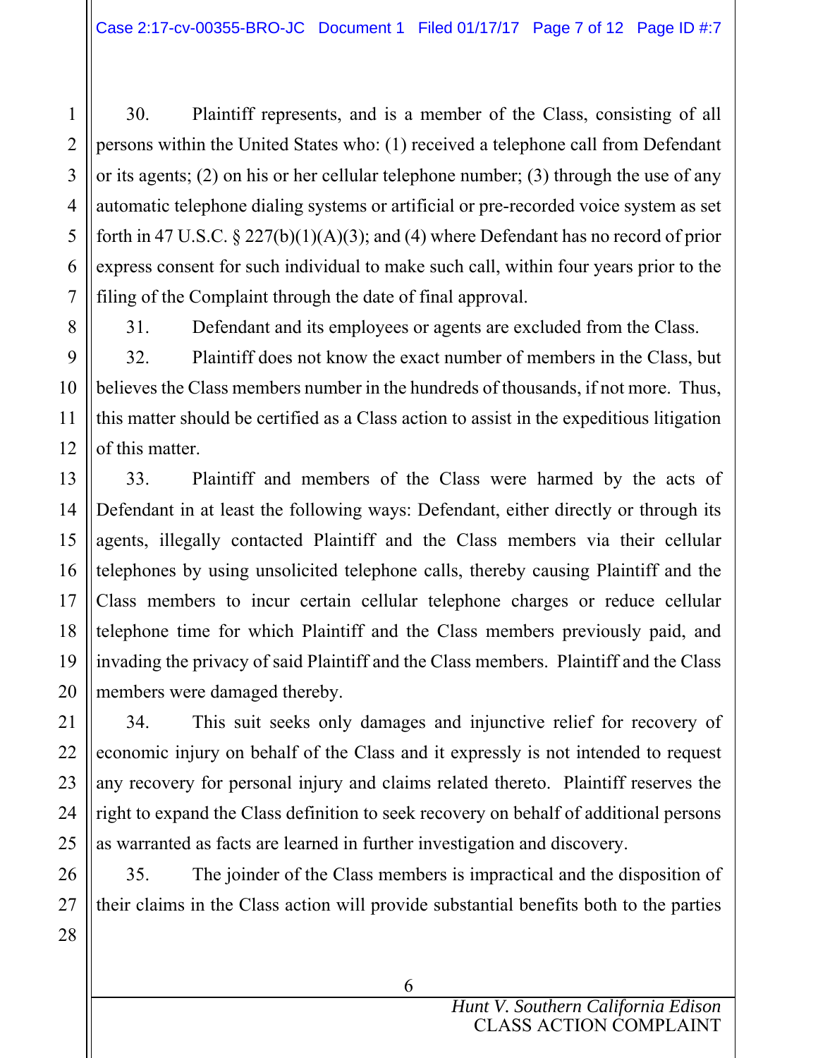30. Plaintiff represents, and is a member of the Class, consisting of all persons within the United States who: (1) received a telephone call from Defendant or its agents; (2) on his or her cellular telephone number; (3) through the use of any automatic telephone dialing systems or artificial or pre-recorded voice system as set forth in 47 U.S.C. § 227(b)(1)(A)(3); and (4) where Defendant has no record of prior express consent for such individual to make such call, within four years prior to the filing of the Complaint through the date of final approval.

31. Defendant and its employees or agents are excluded from the Class.

32. Plaintiff does not know the exact number of members in the Class, but believes the Class members number in the hundreds of thousands, if not more. Thus, this matter should be certified as a Class action to assist in the expeditious litigation of this matter.

33. Plaintiff and members of the Class were harmed by the acts of Defendant in at least the following ways: Defendant, either directly or through its agents, illegally contacted Plaintiff and the Class members via their cellular telephones by using unsolicited telephone calls, thereby causing Plaintiff and the Class members to incur certain cellular telephone charges or reduce cellular telephone time for which Plaintiff and the Class members previously paid, and invading the privacy of said Plaintiff and the Class members. Plaintiff and the Class members were damaged thereby.

34. This suit seeks only damages and injunctive relief for recovery of economic injury on behalf of the Class and it expressly is not intended to request any recovery for personal injury and claims related thereto. Plaintiff reserves the right to expand the Class definition to seek recovery on behalf of additional persons as warranted as facts are learned in further investigation and discovery.

35. The joinder of the Class members is impractical and the disposition of their claims in the Class action will provide substantial benefits both to the parties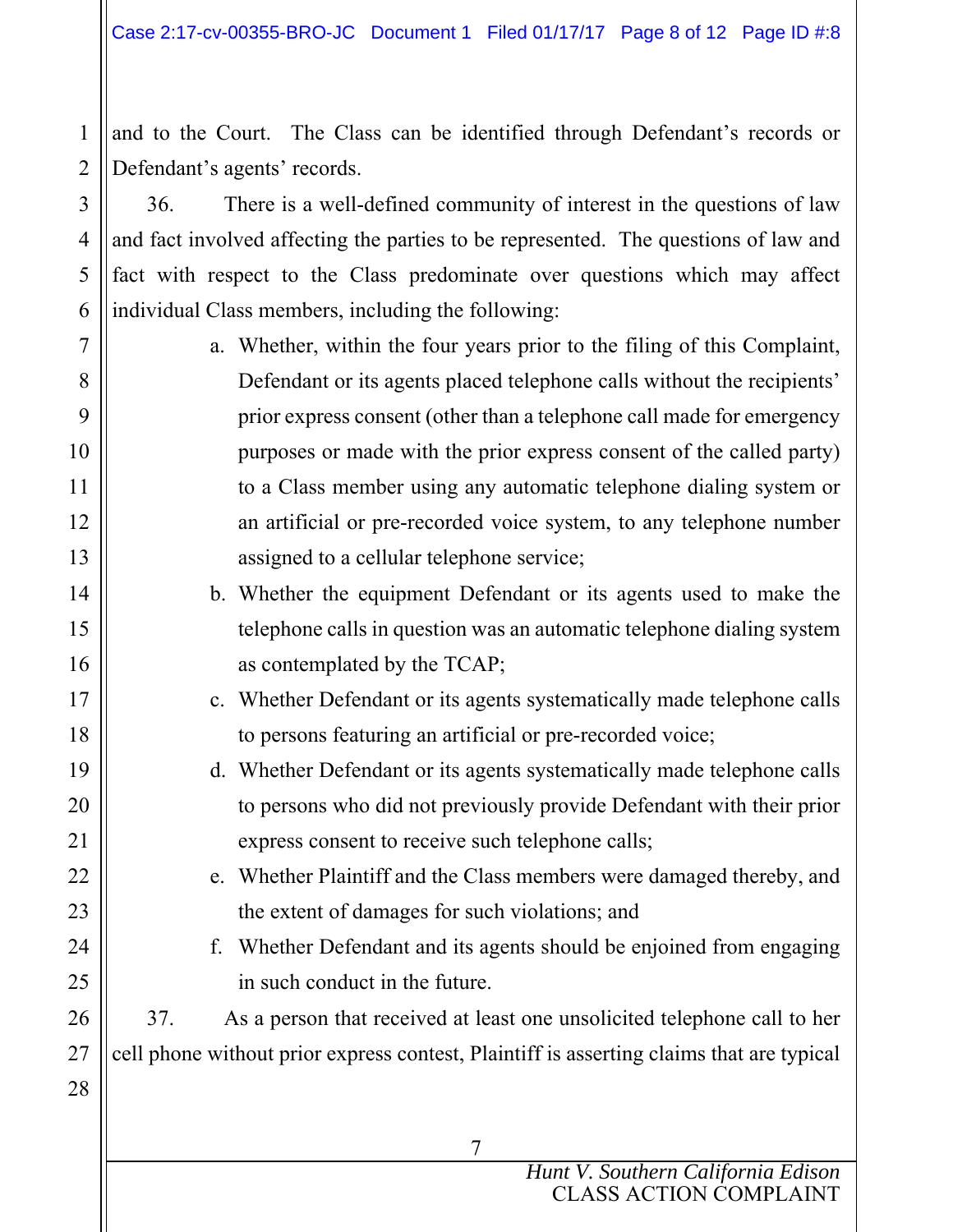and to the Court. The Class can be identified through Defendant's records or Defendant's agents' records.

36. There is a well-defined community of interest in the questions of law and fact involved affecting the parties to be represented. The questions of law and fact with respect to the Class predominate over questions which may affect individual Class members, including the following:

a. Whether, within the four years prior to the filing of this Complaint, Defendant or its agents placed telephone calls without the recipients' prior express consent (other than a telephone call made for emergency purposes or made with the prior express consent of the called party) to a Class member using any automatic telephone dialing system or an artificial or pre-recorded voice system, to any telephone number assigned to a cellular telephone service;

b. Whether the equipment Defendant or its agents used to make the telephone calls in question was an automatic telephone dialing system as contemplated by the TCAP;

c. Whether Defendant or its agents systematically made telephone calls to persons featuring an artificial or pre-recorded voice;

d. Whether Defendant or its agents systematically made telephone calls to persons who did not previously provide Defendant with their prior express consent to receive such telephone calls;

e. Whether Plaintiff and the Class members were damaged thereby, and the extent of damages for such violations; and

f. Whether Defendant and its agents should be enjoined from engaging in such conduct in the future.

37. As a person that received at least one unsolicited telephone call to her cell phone without prior express contest, Plaintiff is asserting claims that are typical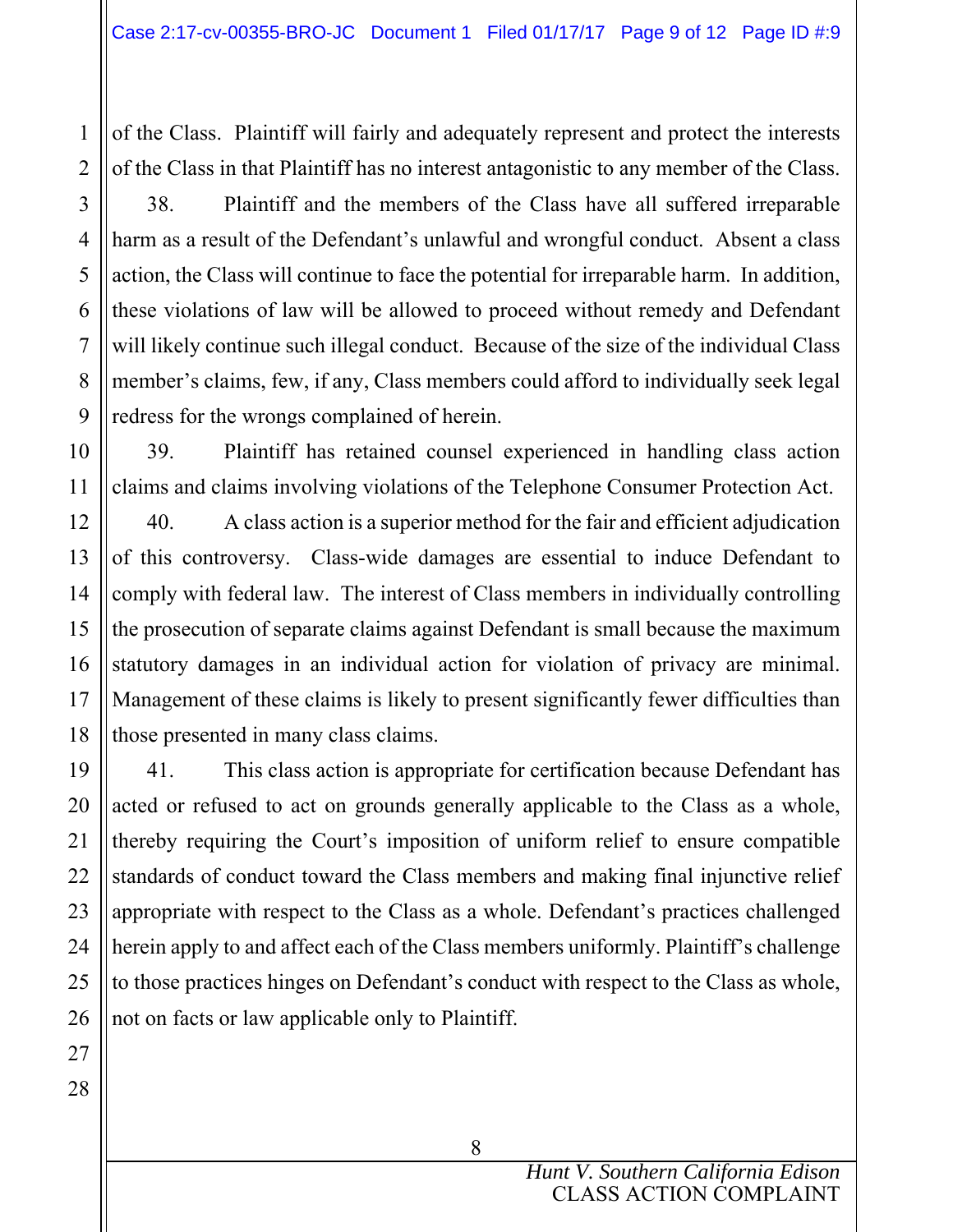of the Class. Plaintiff will fairly and adequately represent and protect the interests of the Class in that Plaintiff has no interest antagonistic to any member of the Class.

38. Plaintiff and the members of the Class have all suffered irreparable harm as a result of the Defendant's unlawful and wrongful conduct. Absent a class action, the Class will continue to face the potential for irreparable harm. In addition, these violations of law will be allowed to proceed without remedy and Defendant will likely continue such illegal conduct. Because of the size of the individual Class member's claims, few, if any, Class members could afford to individually seek legal redress for the wrongs complained of herein.

39. Plaintiff has retained counsel experienced in handling class action claims and claims involving violations of the Telephone Consumer Protection Act.

40. A class action is a superior method for the fair and efficient adjudication of this controversy. Class-wide damages are essential to induce Defendant to comply with federal law. The interest of Class members in individually controlling the prosecution of separate claims against Defendant is small because the maximum statutory damages in an individual action for violation of privacy are minimal. Management of these claims is likely to present significantly fewer difficulties than those presented in many class claims.

41. This class action is appropriate for certification because Defendant has acted or refused to act on grounds generally applicable to the Class as a whole, thereby requiring the Court's imposition of uniform relief to ensure compatible standards of conduct toward the Class members and making final injunctive relief appropriate with respect to the Class as a whole. Defendant's practices challenged herein apply to and affect each of the Class members uniformly. Plaintiff's challenge to those practices hinges on Defendant's conduct with respect to the Class as whole, not on facts or law applicable only to Plaintiff.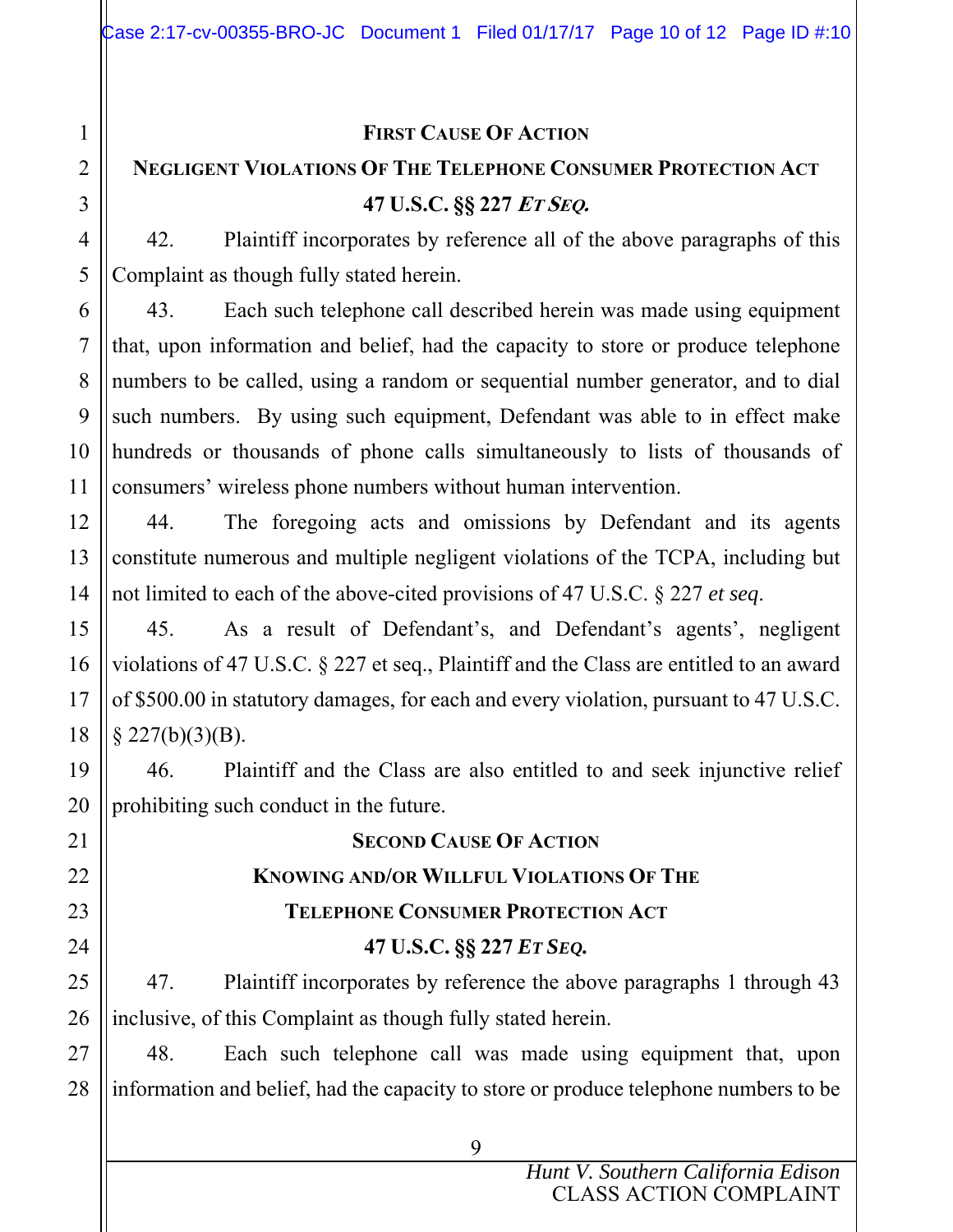## FIRST CAUSE OF ACTION

## NEGLIGENT VIOLATIONS OF THE TELEPHONE CONSUMER PROTECTION ACT

## 47 U.S.C. §§ 227 *ET SEQ.*

42. Plaintiff incorporates by reference all of the above paragraphs of this Complaint as though fully stated herein.

43. Each such telephone call described herein was made using equipment that, upon information and belief, had the capacity to store or produce telephone numbers to be called, using a random or sequential number generator, and to dial such numbers. By using such equipment, Defendant was able to in effect make hundreds or thousands of phone calls simultaneously to lists of thousands of consumers' wireless phone numbers without human intervention.

44. The foregoing acts and omissions by Defendant and its agents constitute numerous and multiple negligent violations of the TCPA, including but not limited to each of the above-cited provisions of 47 U.S.C. § 227 *et seq*.

45. As a result of Defendant's, and Defendant's agents', negligent violations of 47 U.S.C. § 227 et seq., Plaintiff and the Class are entitled to an award of $500.00 in statutory damages, for each and every violation, pursuant to 47 U.S.C. § 227(b)(3)(B).

46. Plaintiff and the Class are also entitled to and seek injunctive relief prohibiting such conduct in the future.

## SECOND CAUSE OF ACTION

## KNOWING AND/OR WILLFUL VIOLATIONS OF THE TELEPHONE CONSUMER PROTECTION ACT

## 47 U.S.C. §§ 227 *ET SEQ.*

47. Plaintiff incorporates by reference the above paragraphs 1 through 43 inclusive, of this Complaint as though fully stated herein.

48. Each such telephone call was made using equipment that, upon information and belief, had the capacity to store or produce telephone numbers to be

*Hunt V. Southern California Edison*
CLASS ACTION COMPLAINT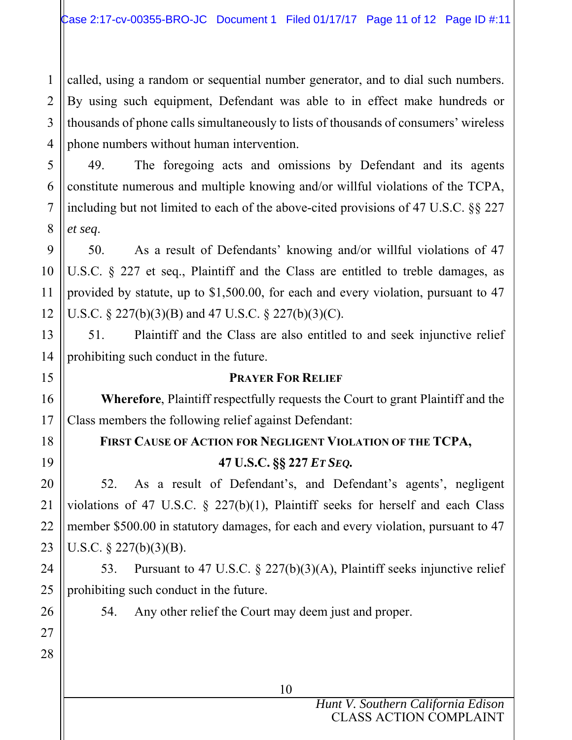called, using a random or sequential number generator, and to dial such numbers. By using such equipment, Defendant was able to in effect make hundreds or thousands of phone calls simultaneously to lists of thousands of consumers' wireless phone numbers without human intervention.

49. The foregoing acts and omissions by Defendant and its agents constitute numerous and multiple knowing and/or willful violations of the TCPA, including but not limited to each of the above-cited provisions of 47 U.S.C. §§ 227 *et seq*.

50. As a result of Defendants' knowing and/or willful violations of 47 U.S.C. § 227 et seq., Plaintiff and the Class are entitled to treble damages, as provided by statute, up to $1,500.00, for each and every violation, pursuant to 47 U.S.C. § 227(b)(3)(B) and 47 U.S.C. § 227(b)(3)(C).

51. Plaintiff and the Class are also entitled to and seek injunctive relief prohibiting such conduct in the future.

## PRAYER FOR RELIEF

**Wherefore**, Plaintiff respectfully requests the Court to grant Plaintiff and the Class members the following relief against Defendant:

### FIRST CAUSE OF ACTION FOR NEGLIGENT VIOLATION OF THE TCPA, 47 U.S.C. §§ 227 *ET SEQ.*

52. As a result of Defendant's, and Defendant's agents', negligent violations of 47 U.S.C. § 227(b)(1), Plaintiff seeks for herself and each Class member $500.00 in statutory damages, for each and every violation, pursuant to 47 U.S.C. § 227(b)(3)(B).

53. Pursuant to 47 U.S.C. § 227(b)(3)(A), Plaintiff seeks injunctive relief prohibiting such conduct in the future.

54. Any other relief the Court may deem just and proper.

*Hunt V. Southern California Edison*
CLASS ACTION COMPLAINT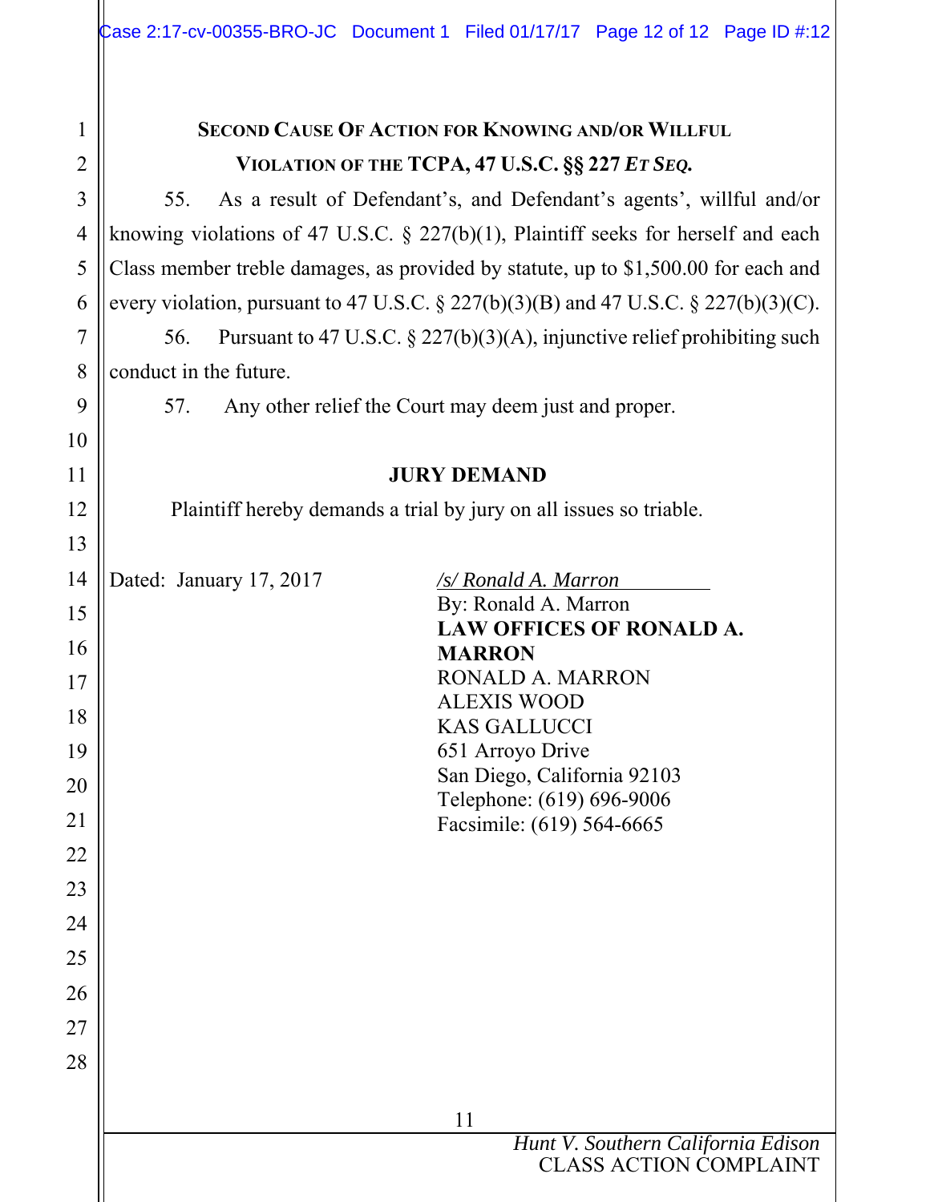## SECOND CAUSE OF ACTION FOR KNOWING AND/OR WILLFUL VIOLATION OF THE TCPA, 47 U.S.C. §§ 227 *ET SEQ.*

55. As a result of Defendant's, and Defendant's agents', willful and/or knowing violations of 47 U.S.C. § 227(b)(1), Plaintiff seeks for herself and each Class member treble damages, as provided by statute, up to $1,500.00 for each and every violation, pursuant to 47 U.S.C. § 227(b)(3)(B) and 47 U.S.C. § 227(b)(3)(C).

56. Pursuant to 47 U.S.C. § 227(b)(3)(A), injunctive relief prohibiting such conduct in the future.

57. Any other relief the Court may deem just and proper.

## JURY DEMAND

Plaintiff hereby demands a trial by jury on all issues so triable.

Dated: January 17, 2017

*/s/ Ronald A. Marron*
By: Ronald A. Marron
**LAW OFFICES OF RONALD A. MARRON**
RONALD A. MARRON
ALEXIS WOOD
KAS GALLUCCI
651 Arroyo Drive
San Diego, California 92103
Telephone: (619) 696-9006
Facsimile: (619) 564-6665